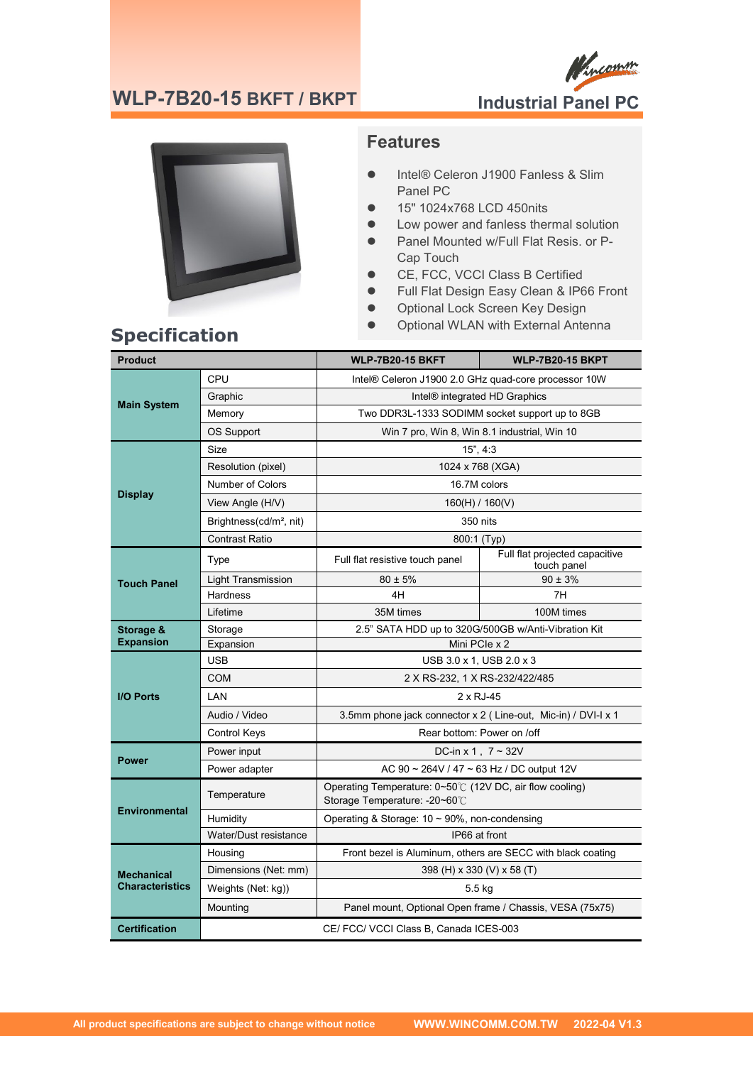# WLP-7B20-15 BKFT / BKPT

## Industrial Panel PC

## Features

- Intel® Celeron J1900 Fanless & Slim Panel PC
- 15" 1024x768 LCD 450nits
- Low power and fanless thermal solution
- Panel Mounted w/Full Flat Resis. or P-Cap Touch
- CE, FCC, VCCI Class B Certified
- Full Flat Design Easy Clean & IP66 Front
- Optional Lock Screen Key Design
- Optional WLAN with External Antenna

## Specification

| Product | | WLP-7B20-15 BKFT | WLP-7B20-15 BKPT |
|---|---|---|---|
| Main System | CPU | Intel® Celeron J1900 2.0 GHz quad-core processor 10W | |
| | Graphic | Intel® integrated HD Graphics | |
| | Memory | Two DDR3L-1333 SODIMM socket support up to 8GB | |
| | OS Support | Win 7 pro, Win 8, Win 8.1 industrial, Win 10 | |
| Display | Size | 15", 4:3 | |
| | Resolution (pixel) | 1024 x 768 (XGA) | |
| | Number of Colors | 16.7M colors | |
| | View Angle (H/V) | 160(H) / 160(V) | |
| | Brightness(cd/m², nit) | 350 nits | |
| | Contrast Ratio | 800:1 (Typ) | |
| Touch Panel | Type | Full flat resistive touch panel | Full flat projected capacitive touch panel |
| | Light Transmission | 80 ± 5% | 90 ± 3% |
| | Hardness | 4H | 7H |
| | Lifetime | 35M times | 100M times |
| Storage & Expansion | Storage | 2.5" SATA HDD up to 320G/500GB w/Anti-Vibration Kit | |
| | Expansion | Mini PCIe x 2 | |
| I/O Ports | USB | USB 3.0 x 1, USB 2.0 x 3 | |
| | COM | 2 X RS-232, 1 X RS-232/422/485 | |
| | LAN | 2 x RJ-45 | |
| | Audio / Video | 3.5mm phone jack connector x 2 ( Line-out, Mic-in) / DVI-I x 1 | |
| | Control Keys | Rear bottom: Power on /off | |
| Power | Power input | DC-in x 1 , 7 ~ 32V | |
| | Power adapter | AC 90 ~ 264V / 47 ~ 63 Hz / DC output 12V | |
| Environmental | Temperature | Operating Temperature: 0~50℃ (12V DC, air flow cooling)<br>Storage Temperature: -20~60℃ | |
| | Humidity | Operating & Storage: 10 ~ 90%, non-condensing | |
| | Water/Dust resistance | IP66 at front | |
| Mechanical Characteristics | Housing | Front bezel is Aluminum, others are SECC with black coating | |
| | Dimensions (Net: mm) | 398 (H) x 330 (V) x 58 (T) | |
| | Weights (Net: kg)) | 5.5 kg | |
| | Mounting | Panel mount, Optional Open frame / Chassis, VESA (75x75) | |
| Certification | | CE/ FCC/ VCCI Class B, Canada ICES-003 | |

All product specifications are subject to change without notice WWW.WINCOMM.COM.TW 2022-04 V1.3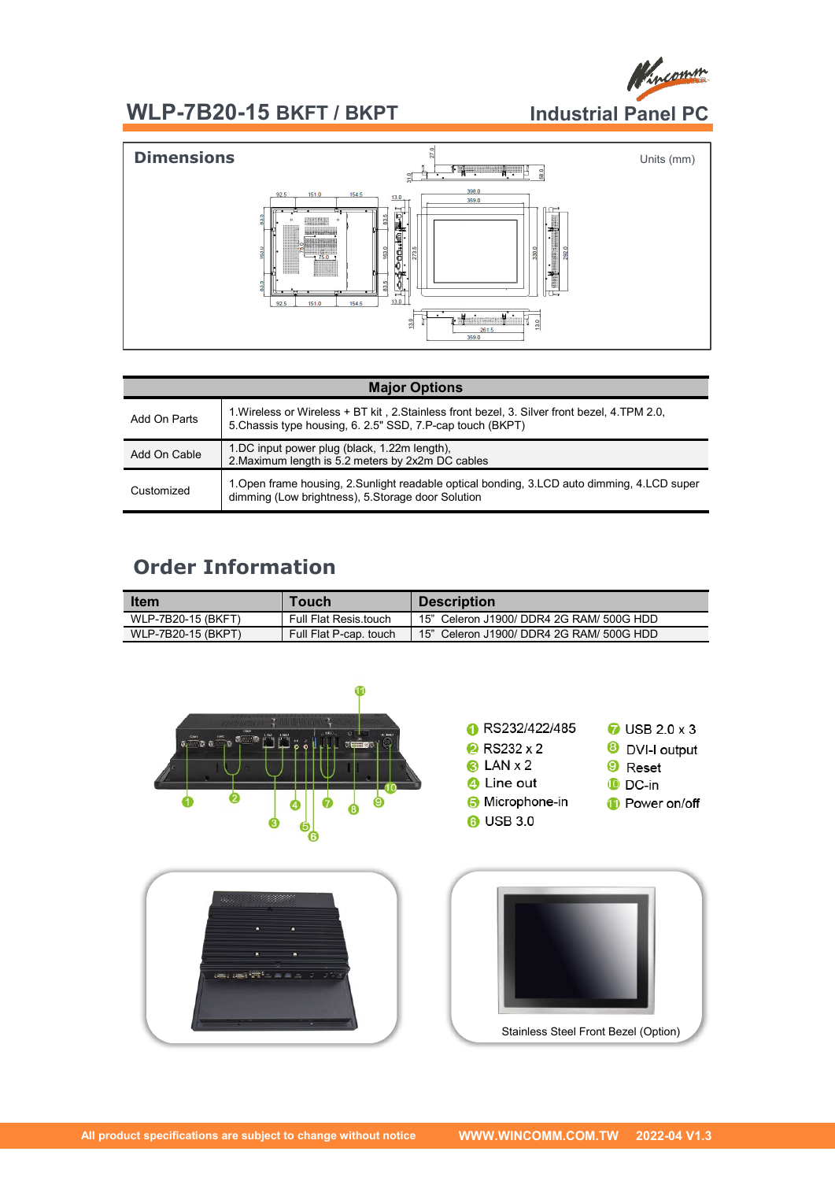# WLP-7B20-15 BKFT / BKPT

## Industrial Panel PC

## Dimensions

Units (mm)

## Major Options

| Major Options | |
|---|---|
| Add On Parts | 1.Wireless or Wireless + BT kit , 2.Stainless front bezel, 3. Silver front bezel, 4.TPM 2.0, 5.Chassis type housing, 6. 2.5" SSD, 7.P-cap touch (BKPT) |
| Add On Cable | 1.DC input power plug (black, 1.22m length), 2.Maximum length is 5.2 meters by 2x2m DC cables |
| Customized | 1.Open frame housing, 2.Sunlight readable optical bonding, 3.LCD auto dimming, 4.LCD super dimming (Low brightness), 5.Storage door Solution |

## Order Information

| Item | Touch | Description |
|---|---|---|
| WLP-7B20-15 (BKFT) | Full Flat Resis.touch | 15" Celeron J1900/ DDR4 2G RAM/ 500G HDD |
| WLP-7B20-15 (BKPT) | Full Flat P-cap. touch | 15" Celeron J1900/ DDR4 2G RAM/ 500G HDD |

1. RS232/422/485
2. RS232 x 2
3. LAN x 2
4. Line out
5. Microphone-in
6. USB 3.0
7. USB 2.0 x 3
8. DVI-I output
9. Reset
10. DC-in
11. Power on/off

Stainless Steel Front Bezel (Option)

All product specifications are subject to change without notice WWW.WINCOMM.COM.TW 2022-04 V1.3